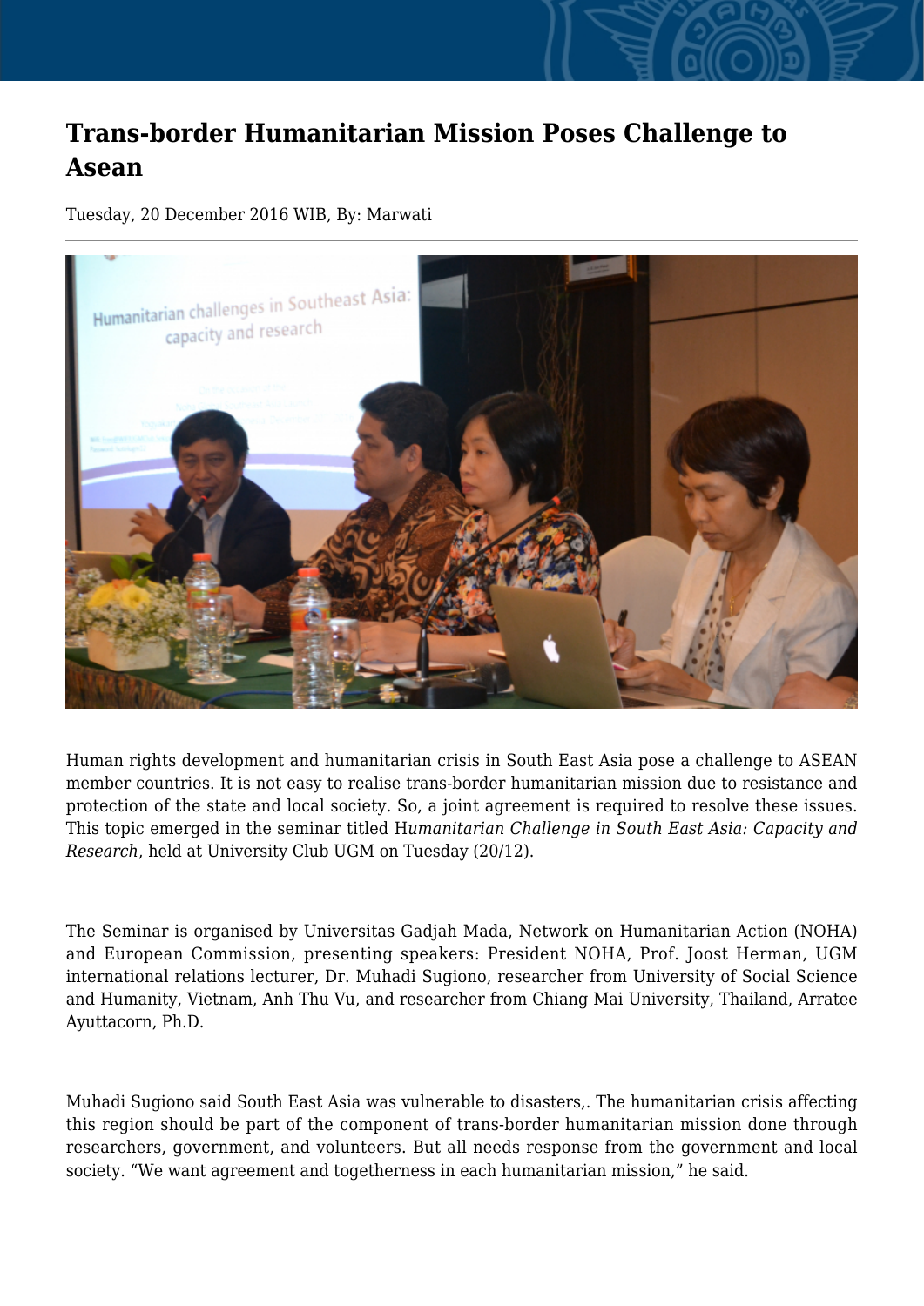# Trans-border Humanitarian Mission Poses Challenge to Asean

Tuesday, 20 December 2016 WIB, By: Marwati

Human rights development and humanitarian crisis in South East Asia pose a challenge to ASEAN member countries. It is not easy to realise trans-border humanitarian mission due to resistance and protection of the state and local society. So, a joint agreement is required to resolve these issues. This topic emerged in the seminar titled H*umanitarian Challenge in South East Asia: Capacity and Research*, held at University Club UGM on Tuesday (20/12).

The Seminar is organised by Universitas Gadjah Mada, Network on Humanitarian Action (NOHA) and European Commission, presenting speakers: President NOHA, Prof. Joost Herman, UGM international relations lecturer, Dr. Muhadi Sugiono, researcher from University of Social Science and Humanity, Vietnam, Anh Thu Vu, and researcher from Chiang Mai University, Thailand, Arratee Ayuttacorn, Ph.D.

Muhadi Sugiono said South East Asia was vulnerable to disasters,. The humanitarian crisis affecting this region should be part of the component of trans-border humanitarian mission done through researchers, government, and volunteers. But all needs response from the government and local society. “We want agreement and togetherness in each humanitarian mission,” he said.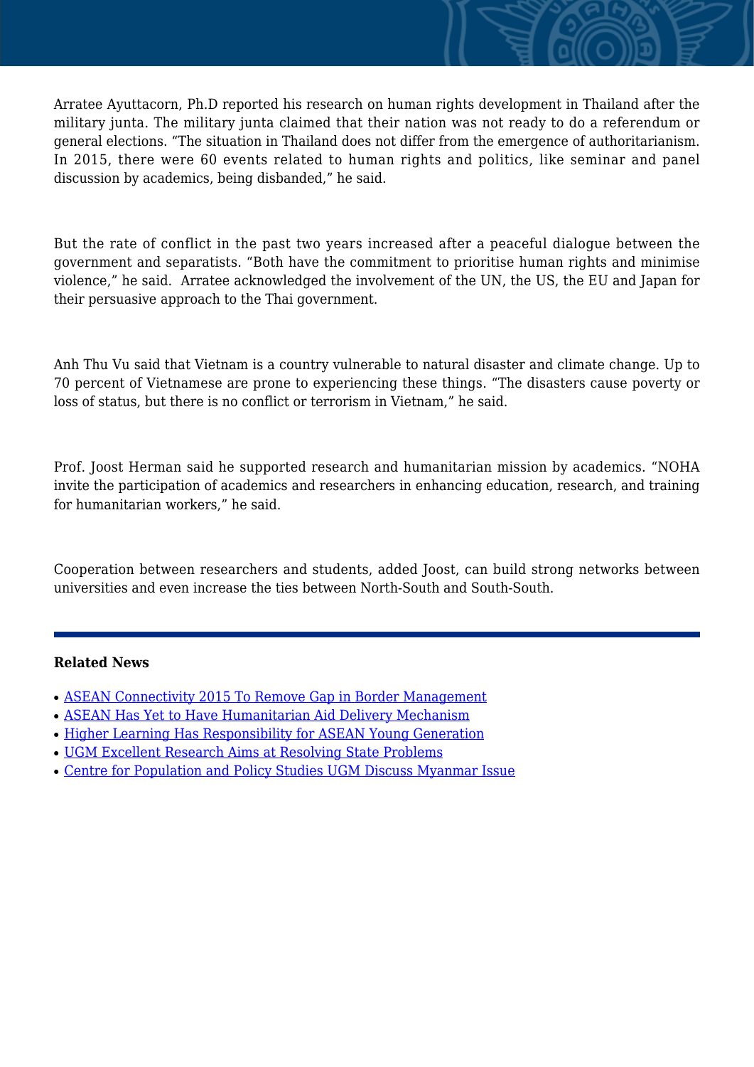Arratee Ayuttacorn, Ph.D reported his research on human rights development in Thailand after the military junta. The military junta claimed that their nation was not ready to do a referendum or general elections. “The situation in Thailand does not differ from the emergence of authoritarianism. In 2015, there were 60 events related to human rights and politics, like seminar and panel discussion by academics, being disbanded,” he said.

But the rate of conflict in the past two years increased after a peaceful dialogue between the government and separatists. “Both have the commitment to prioritise human rights and minimise violence,” he said. Arratee acknowledged the involvement of the UN, the US, the EU and Japan for their persuasive approach to the Thai government.

Anh Thu Vu said that Vietnam is a country vulnerable to natural disaster and climate change. Up to 70 percent of Vietnamese are prone to experiencing these things. “The disasters cause poverty or loss of status, but there is no conflict or terrorism in Vietnam,” he said.

Prof. Joost Herman said he supported research and humanitarian mission by academics. “NOHA invite the participation of academics and researchers in enhancing education, research, and training for humanitarian workers,” he said.

Cooperation between researchers and students, added Joost, can build strong networks between universities and even increase the ties between North-South and South-South.

---

**Related News**

- ASEAN Connectivity 2015 To Remove Gap in Border Management
- ASEAN Has Yet to Have Humanitarian Aid Delivery Mechanism
- Higher Learning Has Responsibility for ASEAN Young Generation
- UGM Excellent Research Aims at Resolving State Problems
- Centre for Population and Policy Studies UGM Discuss Myanmar Issue